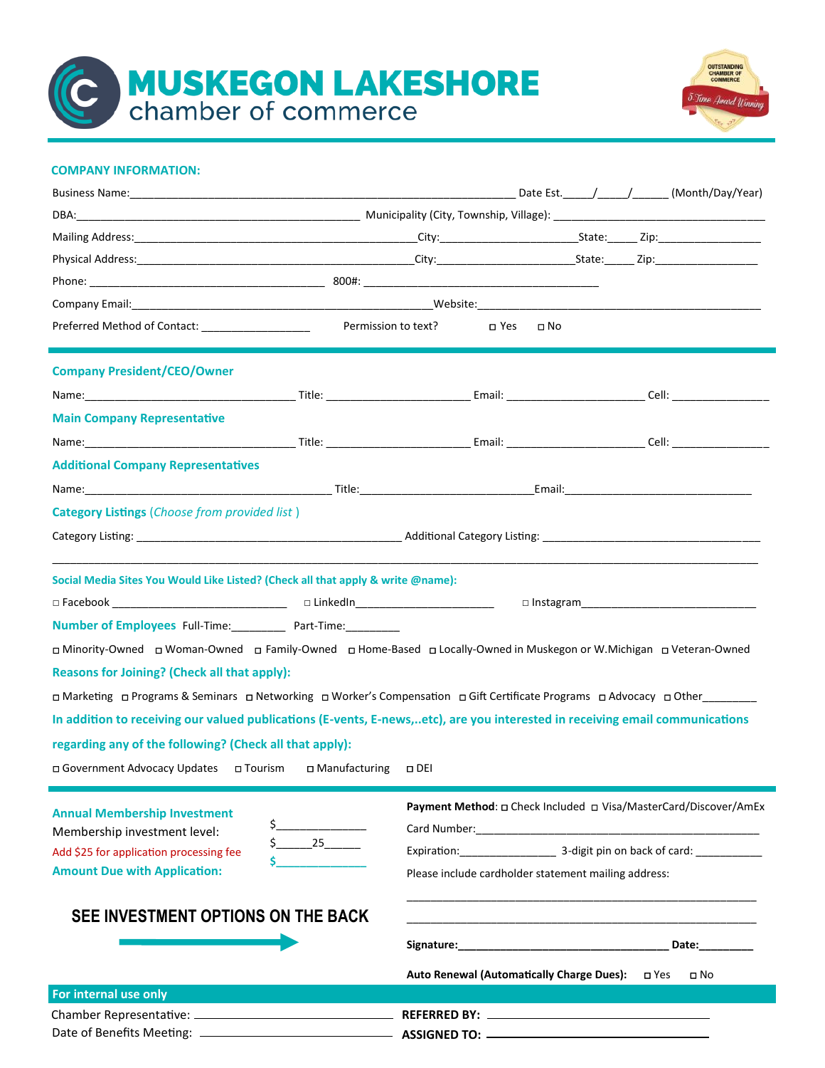# MUSKEGON LAKESHORE chamber of commerce

OUTSTANDING CHAMBER OF COMMERCE — 5-Time Award Winning

## COMPANY INFORMATION:

Business Name:_______________________________________________________ Date Est.____/____/_____ (Month/Day/Year)

DBA:_____________________________________ Municipality (City, Township, Village): ______________________________

Mailing Address:_____________________________________City:___________________State:_____ Zip:_______________

Physical Address:____________________________________City:___________________State:_____ Zip:_______________

Phone: ______________________________ 800#: ______________________________

Company Email:______________________________________Website:______________________________________

Preferred Method of Contact: _______________ Permission to text? ◻ Yes ◻ No

### Company President/CEO/Owner

Name:___________________________ Title: ___________________ Email: ___________________ Cell: _______________

### Main Company Representative

Name:___________________________ Title: ___________________ Email: ___________________ Cell: _______________

### Additional Company Representatives

Name:________________________________ Title:_______________________Email:___________________________

### Category Listings (*Choose from provided list* )

Category Listing: __________________________________ Additional Category Listing: ______________________________

_____________________________________________________________________________________________

### Social Media Sites You Would Like Listed? (Check all that apply & write @name):

◻ Facebook _________________________ ◻ LinkedIn_____________________ ◻ Instagram_________________________

**Number of Employees** Full-Time:________ Part-Time:________

◻ Minority-Owned ◻ Woman-Owned ◻ Family-Owned ◻ Home-Based ◻ Locally-Owned in Muskegon or W.Michigan ◻ Veteran-Owned

### Reasons for Joining? (Check all that apply):

◻ Marketing ◻ Programs & Seminars ◻ Networking ◻ Worker's Compensation ◻ Gift Certificate Programs ◻ Advocacy ◻ Other________

### In addition to receiving our valued publications (E-vents, E-news,..etc), are you interested in receiving email communications regarding any of the following? (Check all that apply):

◻ Government Advocacy Updates ◻ Tourism ◻ Manufacturing ◻ DEI

### Annual Membership Investment

Membership investment level: $_____________

Add $25 for application processing fee $______25______

**Amount Due with Application:** $_____________

**SEE INVESTMENT OPTIONS ON THE BACK**

**Payment Method**: ◻ Check Included ◻ Visa/MasterCard/Discover/AmEx

Card Number:_________________________________________

Expiration:_______________ 3-digit pin on back of card: ___________

Please include cardholder statement mailing address:

_____________________________________________________

_____________________________________________________

**Signature:**________________________________ **Date:**_________

**Auto Renewal (Automatically Charge Dues):** ◻ Yes ◻ No

**For internal use only**

Chamber Representative: ____________________ **REFERRED BY:** ____________________

Date of Benefits Meeting: ____________________ **ASSIGNED TO:** ____________________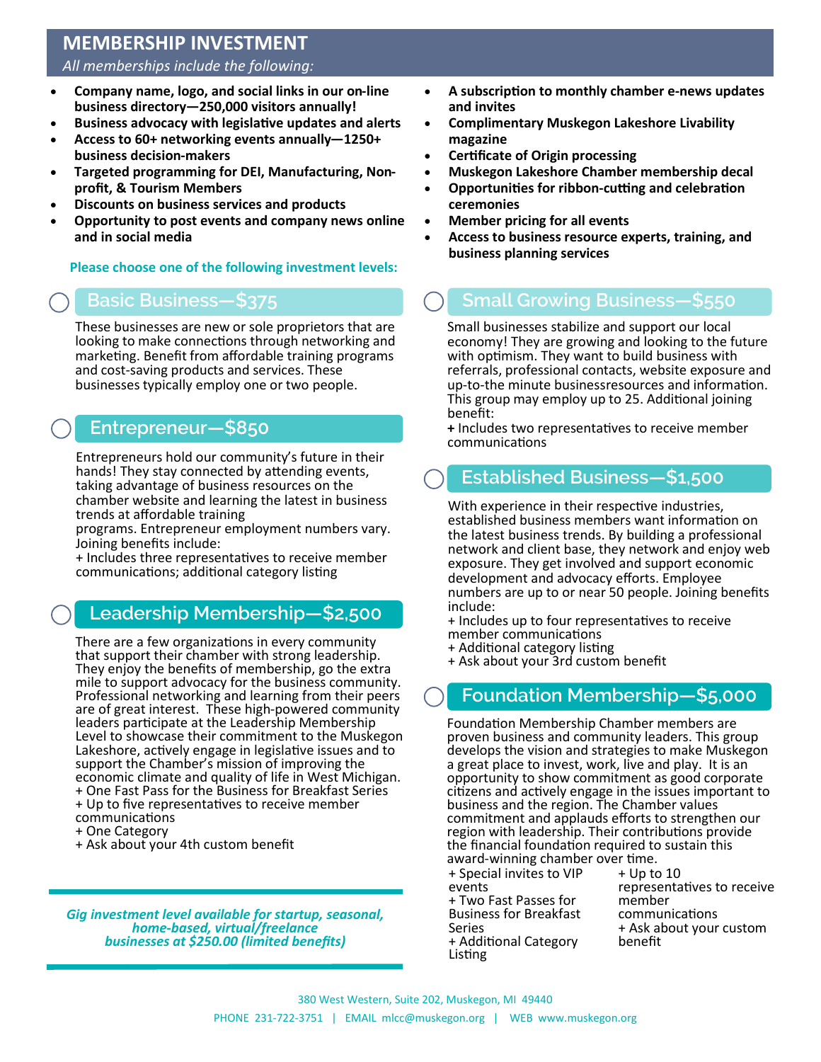## MEMBERSHIP INVESTMENT

*All memberships include the following:*

- **Company name, logo, and social links in our on-line business directory—250,000 visitors annually!**
- **Business advocacy with legislative updates and alerts**
- **Access to 60+ networking events annually—1250+ business decision-makers**
- **Targeted programming for DEI, Manufacturing, Non-profit, & Tourism Members**
- **Discounts on business services and products**
- **Opportunity to post events and company news online and in social media**
- **A subscription to monthly chamber e-news updates and invites**
- **Complimentary Muskegon Lakeshore Livability magazine**
- **Certificate of Origin processing**
- **Muskegon Lakeshore Chamber membership decal**
- **Opportunities for ribbon-cutting and celebration ceremonies**
- **Member pricing for all events**
- **Access to business resource experts, training, and business planning services**

**Please choose one of the following investment levels:**

### ◯ Basic Business—$375

These businesses are new or sole proprietors that are looking to make connections through networking and marketing. Benefit from affordable training programs and cost-saving products and services. These businesses typically employ one or two people.

### ◯ Entrepreneur—$850

Entrepreneurs hold our community's future in their hands! They stay connected by attending events, taking advantage of business resources on the chamber website and learning the latest in business trends at affordable training programs. Entrepreneur employment numbers vary. Joining benefits include:
+ Includes three representatives to receive member communications; additional category listing

### ◯ Leadership Membership—$2,500

There are a few organizations in every community that support their chamber with strong leadership. They enjoy the benefits of membership, go the extra mile to support advocacy for the business community. Professional networking and learning from their peers are of great interest. These high-powered community leaders participate at the Leadership Membership Level to showcase their commitment to the Muskegon Lakeshore, actively engage in legislative issues and to support the Chamber's mission of improving the economic climate and quality of life in West Michigan.
+ One Fast Pass for the Business for Breakfast Series
+ Up to five representatives to receive member communications
+ One Category
+ Ask about your 4th custom benefit

*Gig investment level available for startup, seasonal, home-based, virtual/freelance businesses at $250.00 (limited benefits)*

### ◯ Small Growing Business—$550

Small businesses stabilize and support our local economy! They are growing and looking to the future with optimism. They want to build business with referrals, professional contacts, website exposure and up-to-the minute businessresources and information. This group may employ up to 25. Additional joining benefit:
**+** Includes two representatives to receive member communications

### ◯ Established Business—$1,500

With experience in their respective industries, established business members want information on the latest business trends. By building a professional network and client base, they network and enjoy web exposure. They get involved and support economic development and advocacy efforts. Employee numbers are up to or near 50 people. Joining benefits include:
+ Includes up to four representatives to receive member communications
+ Additional category listing
+ Ask about your 3rd custom benefit

### ◯ Foundation Membership—$5,000

Foundation Membership Chamber members are proven business and community leaders. This group develops the vision and strategies to make Muskegon a great place to invest, work, live and play. It is an opportunity to show commitment as good corporate citizens and actively engage in the issues important to business and the region. The Chamber values commitment and applauds efforts to strengthen our region with leadership. Their contributions provide the financial foundation required to sustain this award-winning chamber over time.
+ Special invites to VIP events
+ Two Fast Passes for Business for Breakfast Series
+ Additional Category Listing
+ Up to 10 representatives to receive member communications
+ Ask about your custom benefit

380 West Western, Suite 202, Muskegon, MI 49440

PHONE 231-722-3751 | EMAIL mlcc@muskegon.org | WEB www.muskegon.org